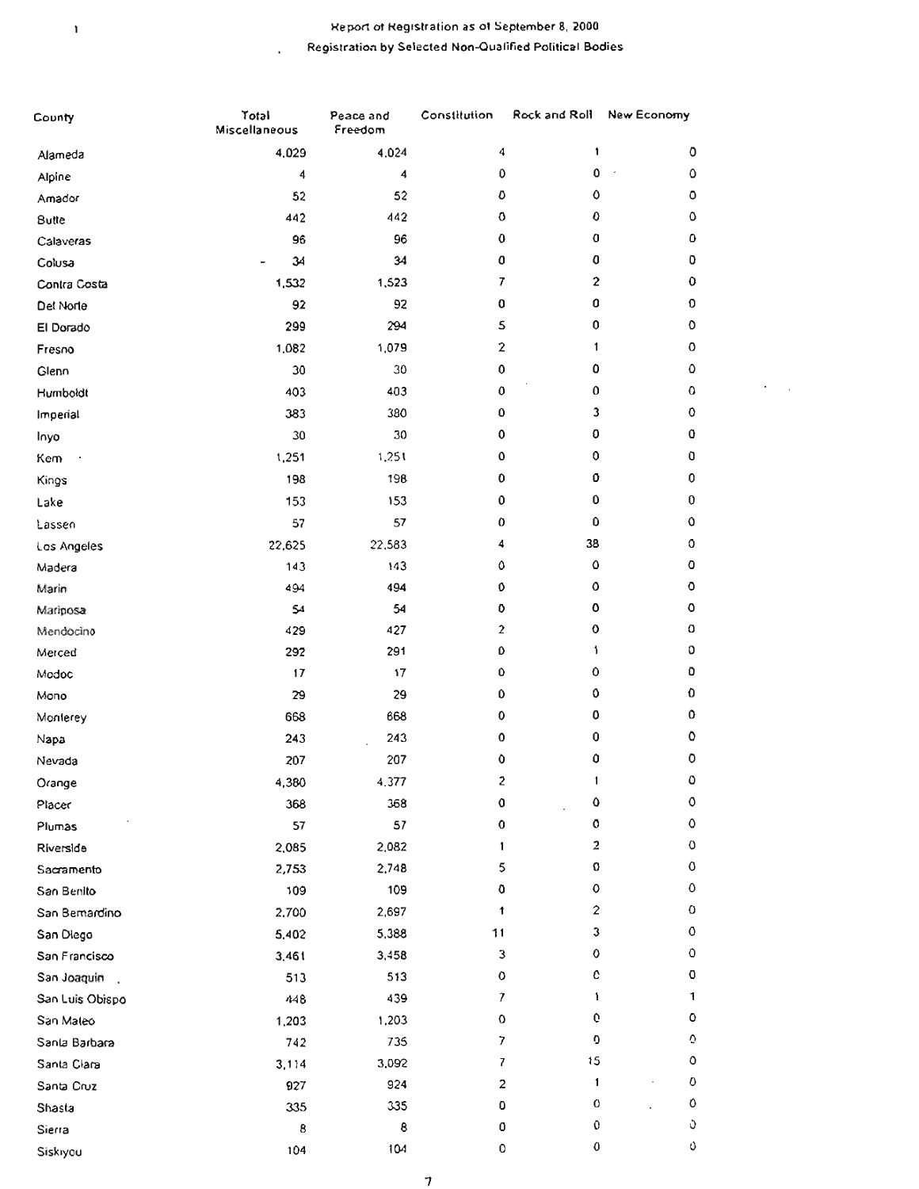# Report of Registration as of September 8, 2000

## Registration by Selected Non-Qualified Political Bodies

| County | Total Miscellaneous | Peace and Freedom | Constitution | Rock and Roll | New Economy |
|---|---|---|---|---|---|
| Alameda | 4,029 | 4,024 | 4 | 1 | 0 |
| Alpine | 4 | 4 | 0 | 0 | 0 |
| Amador | 52 | 52 | 0 | 0 | 0 |
| Butte | 442 | 442 | 0 | 0 | 0 |
| Calaveras | 96 | 96 | 0 | 0 | 0 |
| Colusa | 34 | 34 | 0 | 0 | 0 |
| Contra Costa | 1,532 | 1,523 | 7 | 2 | 0 |
| Del Norte | 92 | 92 | 0 | 0 | 0 |
| El Dorado | 299 | 294 | 5 | 0 | 0 |
| Fresno | 1,082 | 1,079 | 2 | 1 | 0 |
| Glenn | 30 | 30 | 0 | 0 | 0 |
| Humboldt | 403 | 403 | 0 | 0 | 0 |
| Imperial | 383 | 380 | 0 | 3 | 0 |
| Inyo | 30 | 30 | 0 | 0 | 0 |
| Kern | 1,251 | 1,251 | 0 | 0 | 0 |
| Kings | 198 | 198 | 0 | 0 | 0 |
| Lake | 153 | 153 | 0 | 0 | 0 |
| Lassen | 57 | 57 | 0 | 0 | 0 |
| Los Angeles | 22,625 | 22,583 | 4 | 38 | 0 |
| Madera | 143 | 143 | 0 | 0 | 0 |
| Marin | 494 | 494 | 0 | 0 | 0 |
| Mariposa | 54 | 54 | 0 | 0 | 0 |
| Mendocino | 429 | 427 | 2 | 0 | 0 |
| Merced | 292 | 291 | 0 | 1 | 0 |
| Modoc | 17 | 17 | 0 | 0 | 0 |
| Mono | 29 | 29 | 0 | 0 | 0 |
| Monterey | 668 | 668 | 0 | 0 | 0 |
| Napa | 243 | 243 | 0 | 0 | 0 |
| Nevada | 207 | 207 | 0 | 0 | 0 |
| Orange | 4,380 | 4,377 | 2 | 1 | 0 |
| Placer | 368 | 368 | 0 | 0 | 0 |
| Plumas | 57 | 57 | 0 | 0 | 0 |
| Riverside | 2,085 | 2,082 | 1 | 2 | 0 |
| Sacramento | 2,753 | 2,748 | 5 | 0 | 0 |
| San Benito | 109 | 109 | 0 | 0 | 0 |
| San Bernardino | 2,700 | 2,697 | 1 | 2 | 0 |
| San Diego | 5,402 | 5,388 | 11 | 3 | 0 |
| San Francisco | 3,461 | 3,458 | 3 | 0 | 0 |
| San Joaquin | 513 | 513 | 0 | 0 | 0 |
| San Luis Obispo | 448 | 439 | 7 | 1 | 1 |
| San Mateo | 1,203 | 1,203 | 0 | 0 | 0 |
| Santa Barbara | 742 | 735 | 7 | 0 | 0 |
| Santa Clara | 3,114 | 3,092 | 7 | 15 | 0 |
| Santa Cruz | 927 | 924 | 2 | 1 | 0 |
| Shasta | 335 | 335 | 0 | 0 | 0 |
| Sierra | 8 | 8 | 0 | 0 | 0 |
| Siskiyou | 104 | 104 | 0 | 0 | 0 |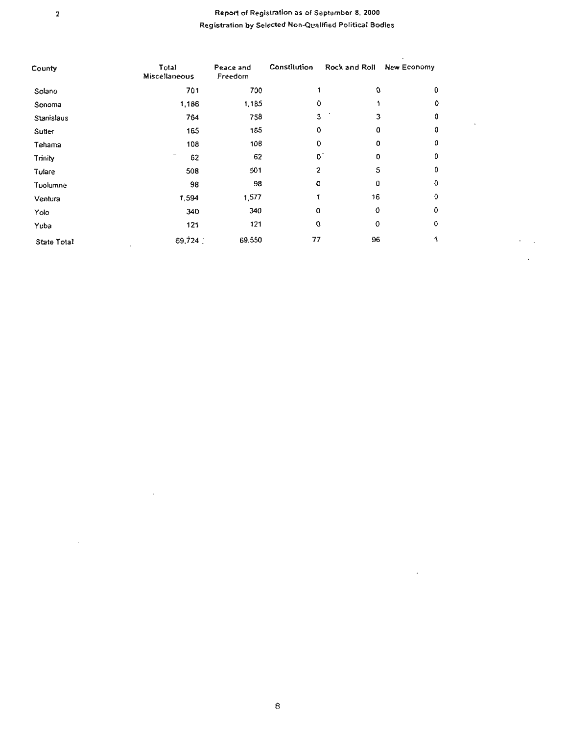## Report of Registration as of September 8, 2000

### Registration by Selected Non-Qualified Political Bodies

| County | Total Miscellaneous | Peace and Freedom | Constitution | Rock and Roll | New Economy |
|---|---|---|---|---|---|
| Solano | 701 | 700 | 1 | 0 | 0 |
| Sonoma | 1,186 | 1,185 | 0 | 1 | 0 |
| Stanislaus | 764 | 758 | 3 | 3 | 0 |
| Sutter | 165 | 165 | 0 | 0 | 0 |
| Tehama | 108 | 108 | 0 | 0 | 0 |
| Trinity | 62 | 62 | 0 | 0 | 0 |
| Tulare | 508 | 501 | 2 | 5 | 0 |
| Tuolumne | 98 | 98 | 0 | 0 | 0 |
| Ventura | 1,594 | 1,577 | 1 | 16 | 0 |
| Yolo | 340 | 340 | 0 | 0 | 0 |
| Yuba | 121 | 121 | 0 | 0 | 0 |
| State Total | 69,724 | 69,550 | 77 | 96 | 1 |